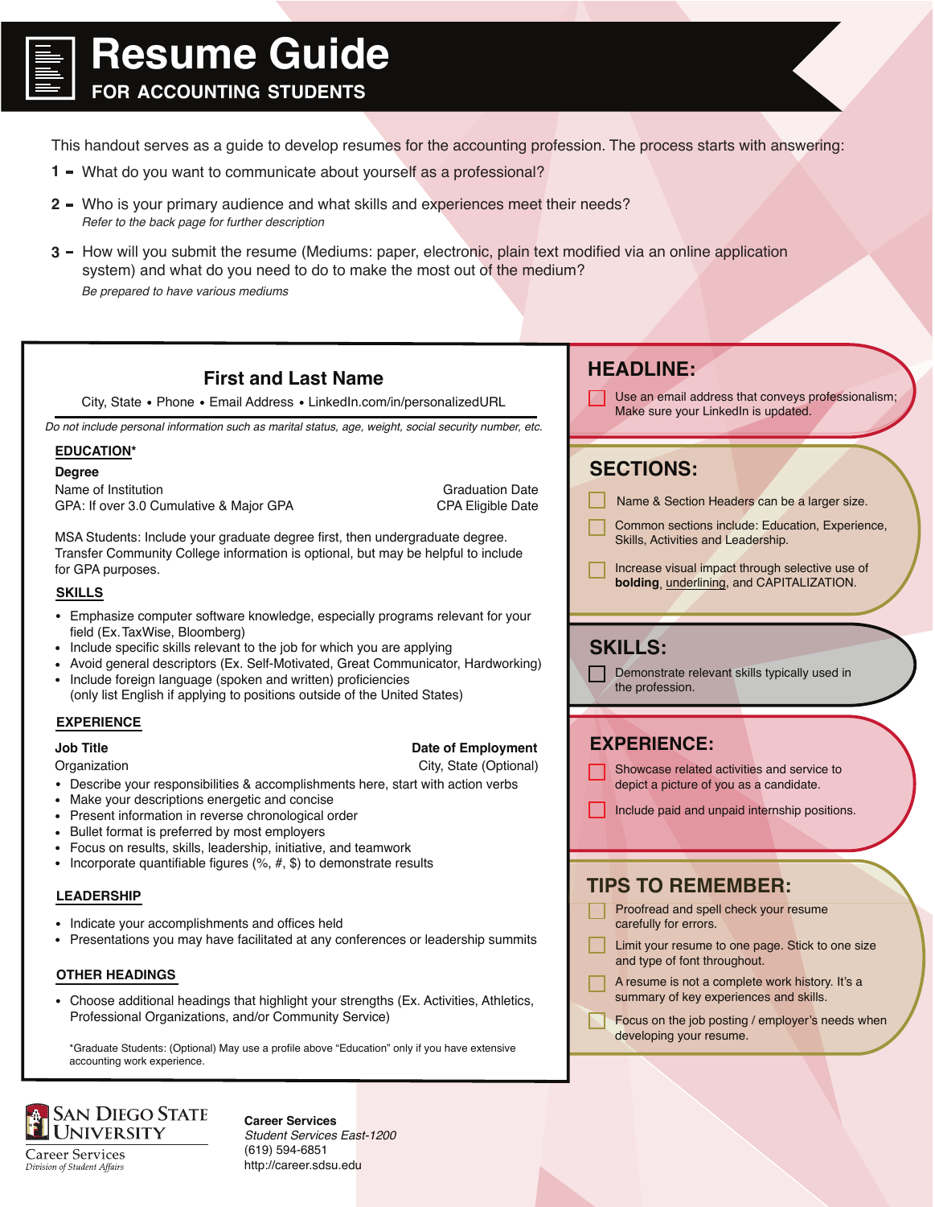# Resume Guide

## FOR ACCOUNTING STUDENTS

This handout serves as a guide to develop resumes for the accounting profession. The process starts with answering:

1 – What do you want to communicate about yourself as a professional?

2 – Who is your primary audience and what skills and experiences meet their needs?
*Refer to the back page for further description*

3 – How will you submit the resume (Mediums: paper, electronic, plain text modified via an online application system) and what do you need to do to make the most out of the medium?
*Be prepared to have various mediums*

---

### First and Last Name

City, State • Phone • Email Address • LinkedIn.com/in/personalizedURL

*Do not include personal information such as marital status, age, weight, social security number, etc.*

**EDUCATION***

**Degree**
Name of Institution — Graduation Date
GPA: If over 3.0 Cumulative & Major GPA — CPA Eligible Date

MSA Students: Include your graduate degree first, then undergraduate degree. Transfer Community College information is optional, but may be helpful to include for GPA purposes.

**SKILLS**

- Emphasize computer software knowledge, especially programs relevant for your field (Ex. TaxWise, Bloomberg)
- Include specific skills relevant to the job for which you are applying
- Avoid general descriptors (Ex. Self-Motivated, Great Communicator, Hardworking)
- Include foreign language (spoken and written) proficiencies (only list English if applying to positions outside of the United States)

**EXPERIENCE**

**Job Title** — **Date of Employment**
Organization — City, State (Optional)

- Describe your responsibilities & accomplishments here, start with action verbs
- Make your descriptions energetic and concise
- Present information in reverse chronological order
- Bullet format is preferred by most employers
- Focus on results, skills, leadership, initiative, and teamwork
- Incorporate quantifiable figures (%, #, $) to demonstrate results

**LEADERSHIP**

- Indicate your accomplishments and offices held
- Presentations you may have facilitated at any conferences or leadership summits

**OTHER HEADINGS**

- Choose additional headings that highlight your strengths (Ex. Activities, Athletics, Professional Organizations, and/or Community Service)

*Graduate Students: (Optional) May use a profile above "Education" only if you have extensive accounting work experience.

---

## HEADLINE:

- [ ] Use an email address that conveys professionalism; Make sure your LinkedIn is updated.

## SECTIONS:

- [ ] Name & Section Headers can be a larger size.
- [ ] Common sections include: Education, Experience, Skills, Activities and Leadership.
- [ ] Increase visual impact through selective use of **bolding**, underlining, and CAPITALIZATION.

## SKILLS:

- [ ] Demonstrate relevant skills typically used in the profession.

## EXPERIENCE:

- [ ] Showcase related activities and service to depict a picture of you as a candidate.
- [ ] Include paid and unpaid internship positions.

## TIPS TO REMEMBER:

- [ ] Proofread and spell check your resume carefully for errors.
- [ ] Limit your resume to one page. Stick to one size and type of font throughout.
- [ ] A resume is not a complete work history. It's a summary of key experiences and skills.
- [ ] Focus on the job posting / employer's needs when developing your resume.

---

San Diego State University
Career Services
*Division of Student Affairs*

**Career Services**
*Student Services East-1200*
(619) 594-6851
http://career.sdsu.edu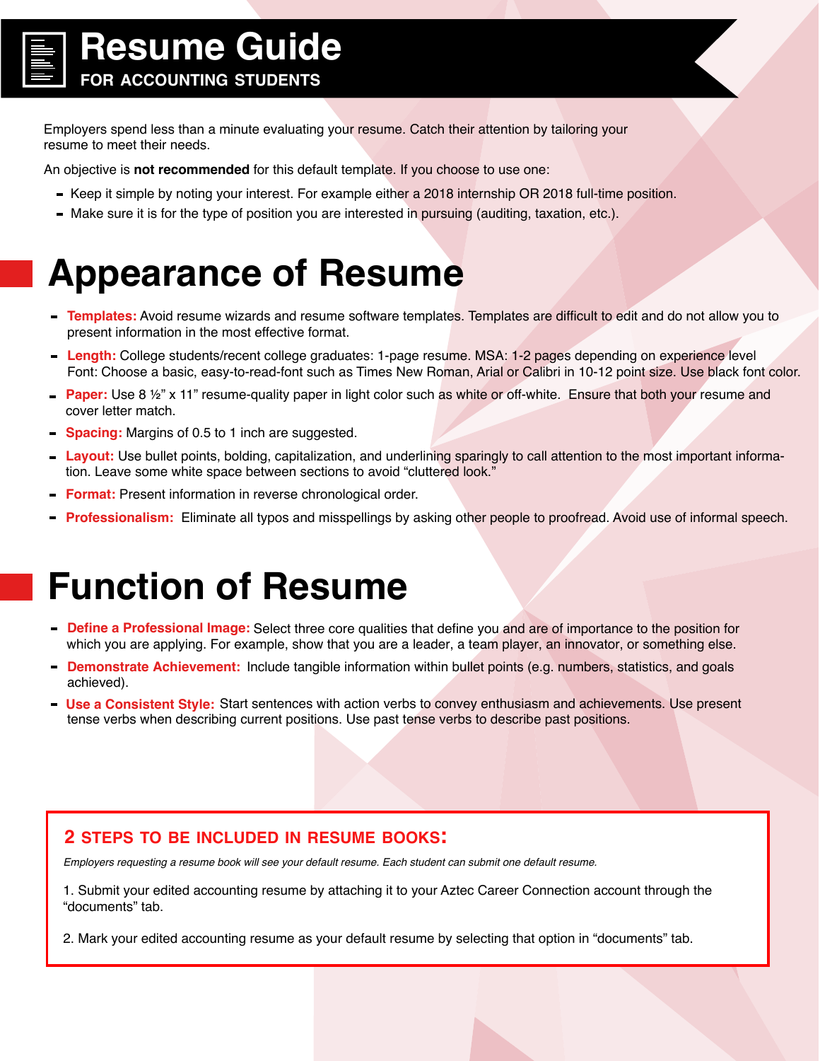# Resume Guide

**FOR ACCOUNTING STUDENTS**

Employers spend less than a minute evaluating your resume. Catch their attention by tailoring your resume to meet their needs.

An objective is **not recommended** for this default template. If you choose to use one:

- Keep it simple by noting your interest. For example either a 2018 internship OR 2018 full-time position.
- Make sure it is for the type of position you are interested in pursuing (auditing, taxation, etc.).

## Appearance of Resume

- **Templates:** Avoid resume wizards and resume software templates. Templates are difficult to edit and do not allow you to present information in the most effective format.
- **Length:** College students/recent college graduates: 1-page resume. MSA: 1-2 pages depending on experience level Font: Choose a basic, easy-to-read-font such as Times New Roman, Arial or Calibri in 10-12 point size. Use black font color.
- **Paper:** Use 8 ½" x 11" resume-quality paper in light color such as white or off-white. Ensure that both your resume and cover letter match.
- **Spacing:** Margins of 0.5 to 1 inch are suggested.
- **Layout:** Use bullet points, bolding, capitalization, and underlining sparingly to call attention to the most important information. Leave some white space between sections to avoid "cluttered look."
- **Format:** Present information in reverse chronological order.
- **Professionalism:** Eliminate all typos and misspellings by asking other people to proofread. Avoid use of informal speech.

## Function of Resume

- **Define a Professional Image:** Select three core qualities that define you and are of importance to the position for which you are applying. For example, show that you are a leader, a team player, an innovator, or something else.
- **Demonstrate Achievement:** Include tangible information within bullet points (e.g. numbers, statistics, and goals achieved).
- **Use a Consistent Style:** Start sentences with action verbs to convey enthusiasm and achievements. Use present tense verbs when describing current positions. Use past tense verbs to describe past positions.

### 2 STEPS TO BE INCLUDED IN RESUME BOOKS:

*Employers requesting a resume book will see your default resume. Each student can submit one default resume.*

1. Submit your edited accounting resume by attaching it to your Aztec Career Connection account through the "documents" tab.

2. Mark your edited accounting resume as your default resume by selecting that option in "documents" tab.